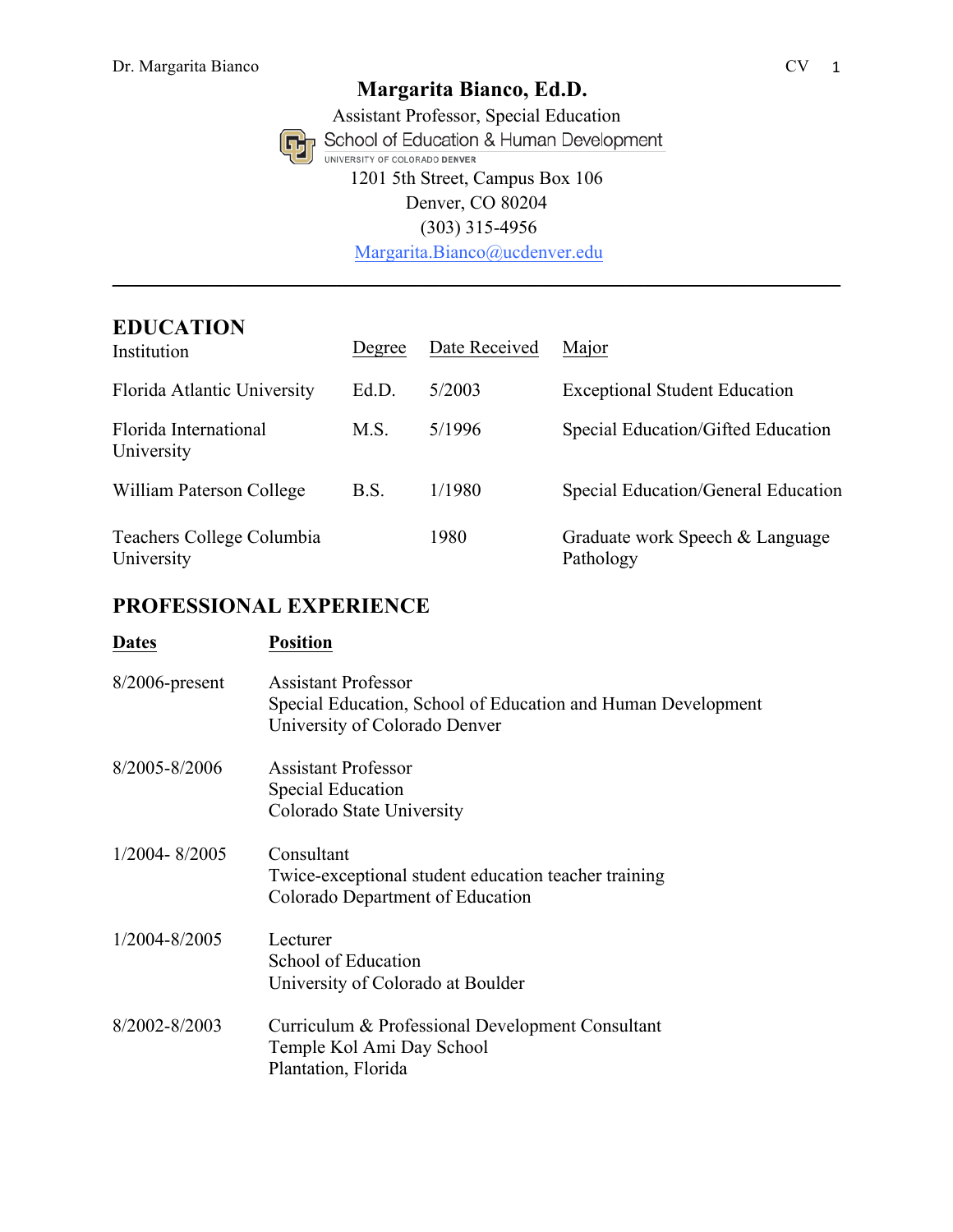# Margarita Bianco, Ed.D.

Assistant Professor, Special Education

School of Education & Human Development

UNIVERSITY OF COLORADO DENVER

1201 5th Street, Campus Box 106

Denver, CO 80204

(303) 315-4956

Margarita.Bianco@ucdenver.edu

---

## EDUCATION

| Institution | Degree | Date Received | Major |
|---|---|---|---|
| Florida Atlantic University | Ed.D. | 5/2003 | Exceptional Student Education |
| Florida International University | M.S. | 5/1996 | Special Education/Gifted Education |
| William Paterson College | B.S. | 1/1980 | Special Education/General Education |
| Teachers College Columbia University | | 1980 | Graduate work Speech & Language Pathology |

## PROFESSIONAL EXPERIENCE

| Dates | Position |
|---|---|
| 8/2006-present | Assistant Professor<br>Special Education, School of Education and Human Development<br>University of Colorado Denver |
| 8/2005-8/2006 | Assistant Professor<br>Special Education<br>Colorado State University |
| 1/2004- 8/2005 | Consultant<br>Twice-exceptional student education teacher training<br>Colorado Department of Education |
| 1/2004-8/2005 | Lecturer<br>School of Education<br>University of Colorado at Boulder |
| 8/2002-8/2003 | Curriculum & Professional Development Consultant<br>Temple Kol Ami Day School<br>Plantation, Florida |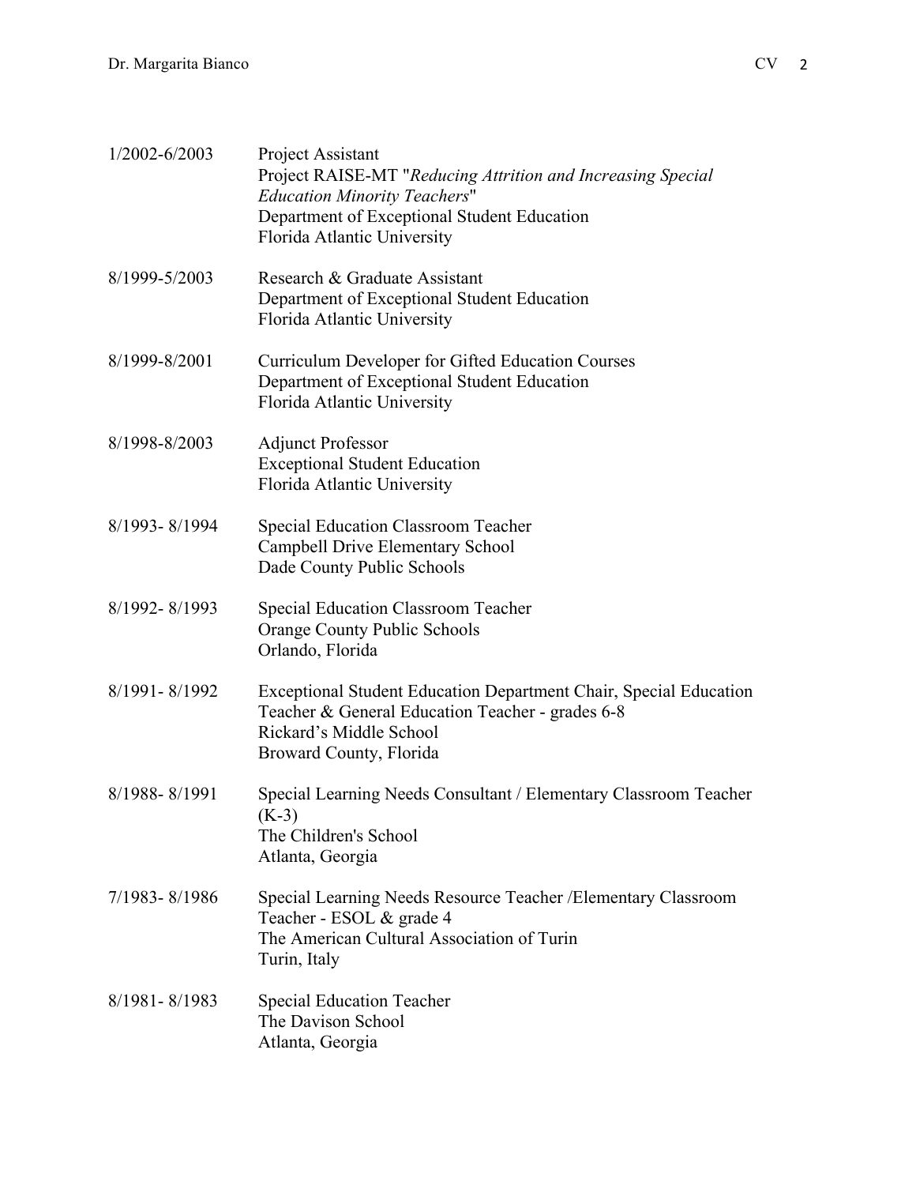1/2002-6/2003 Project Assistant
Project RAISE-MT "*Reducing Attrition and Increasing Special Education Minority Teachers*"
Department of Exceptional Student Education
Florida Atlantic University

8/1999-5/2003 Research & Graduate Assistant
Department of Exceptional Student Education
Florida Atlantic University

8/1999-8/2001 Curriculum Developer for Gifted Education Courses
Department of Exceptional Student Education
Florida Atlantic University

8/1998-8/2003 Adjunct Professor
Exceptional Student Education
Florida Atlantic University

8/1993- 8/1994 Special Education Classroom Teacher
Campbell Drive Elementary School
Dade County Public Schools

8/1992- 8/1993 Special Education Classroom Teacher
Orange County Public Schools
Orlando, Florida

8/1991- 8/1992 Exceptional Student Education Department Chair, Special Education Teacher & General Education Teacher - grades 6-8
Rickard's Middle School
Broward County, Florida

8/1988- 8/1991 Special Learning Needs Consultant / Elementary Classroom Teacher (K-3)
The Children's School
Atlanta, Georgia

7/1983- 8/1986 Special Learning Needs Resource Teacher /Elementary Classroom Teacher - ESOL & grade 4
The American Cultural Association of Turin
Turin, Italy

8/1981- 8/1983 Special Education Teacher
The Davison School
Atlanta, Georgia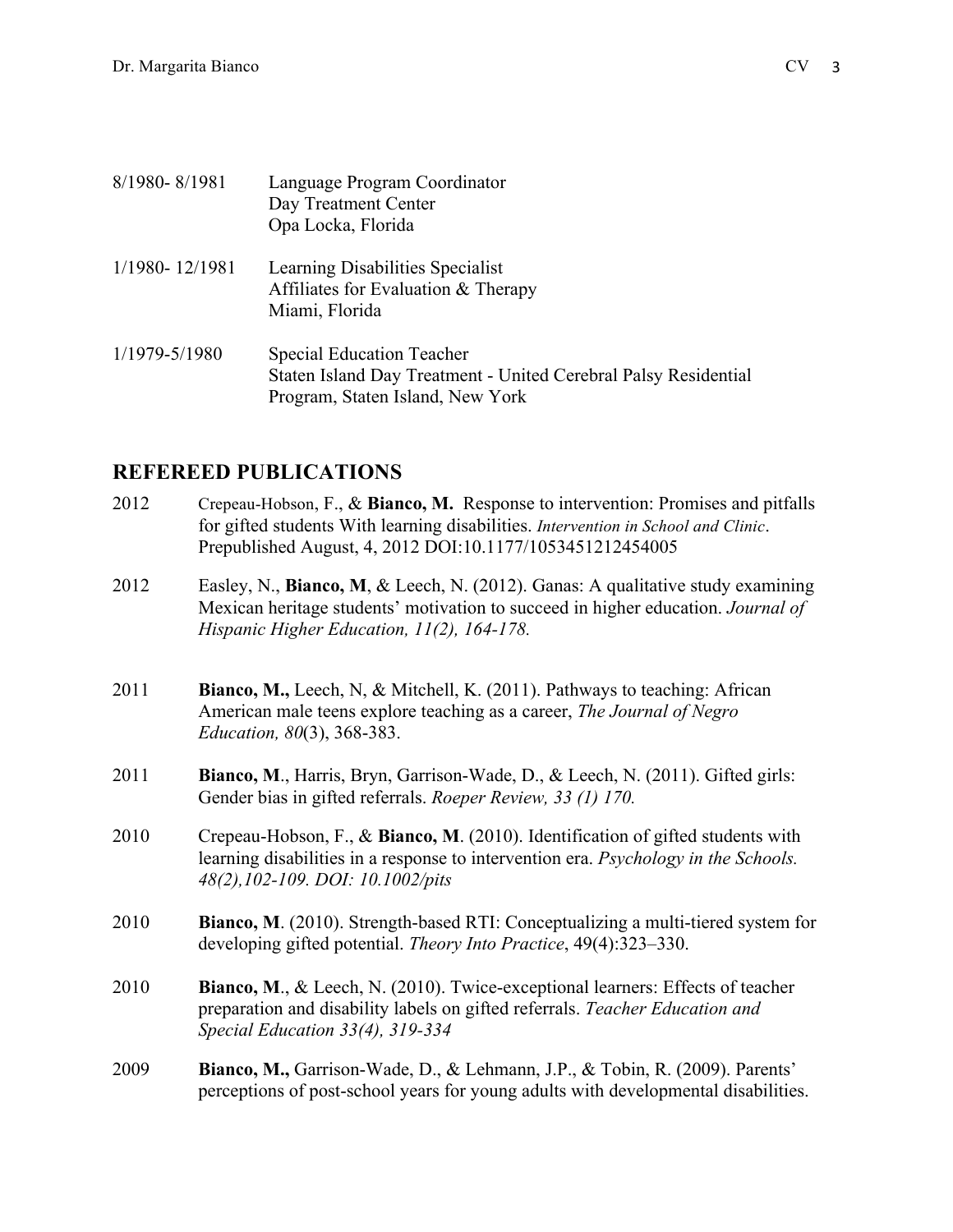8/1980- 8/1981 Language Program Coordinator
Day Treatment Center
Opa Locka, Florida

1/1980- 12/1981 Learning Disabilities Specialist
Affiliates for Evaluation & Therapy
Miami, Florida

1/1979-5/1980 Special Education Teacher
Staten Island Day Treatment - United Cerebral Palsy Residential Program, Staten Island, New York

## REFEREED PUBLICATIONS

2012 Crepeau-Hobson, F., & **Bianco, M.** Response to intervention: Promises and pitfalls for gifted students With learning disabilities. *Intervention in School and Clinic*. Prepublished August, 4, 2012 DOI:10.1177/1053451212454005

2012 Easley, N., **Bianco, M**, & Leech, N. (2012). Ganas: A qualitative study examining Mexican heritage students' motivation to succeed in higher education. *Journal of Hispanic Higher Education, 11(2), 164-178.*

2011 **Bianco, M.,** Leech, N, & Mitchell, K. (2011). Pathways to teaching: African American male teens explore teaching as a career, *The Journal of Negro Education, 80*(3), 368-383.

2011 **Bianco, M**., Harris, Bryn, Garrison-Wade, D., & Leech, N. (2011). Gifted girls: Gender bias in gifted referrals. *Roeper Review, 33 (1) 170.*

2010 Crepeau-Hobson, F., & **Bianco, M**. (2010). Identification of gifted students with learning disabilities in a response to intervention era. *Psychology in the Schools. 48(2),102-109. DOI: 10.1002/pits*

2010 **Bianco, M**. (2010). Strength-based RTI: Conceptualizing a multi-tiered system for developing gifted potential. *Theory Into Practice*, 49(4):323–330.

2010 **Bianco, M**., & Leech, N. (2010). Twice-exceptional learners: Effects of teacher preparation and disability labels on gifted referrals. *Teacher Education and Special Education 33(4), 319-334*

2009 **Bianco, M.,** Garrison-Wade, D., & Lehmann, J.P., & Tobin, R. (2009). Parents' perceptions of post-school years for young adults with developmental disabilities.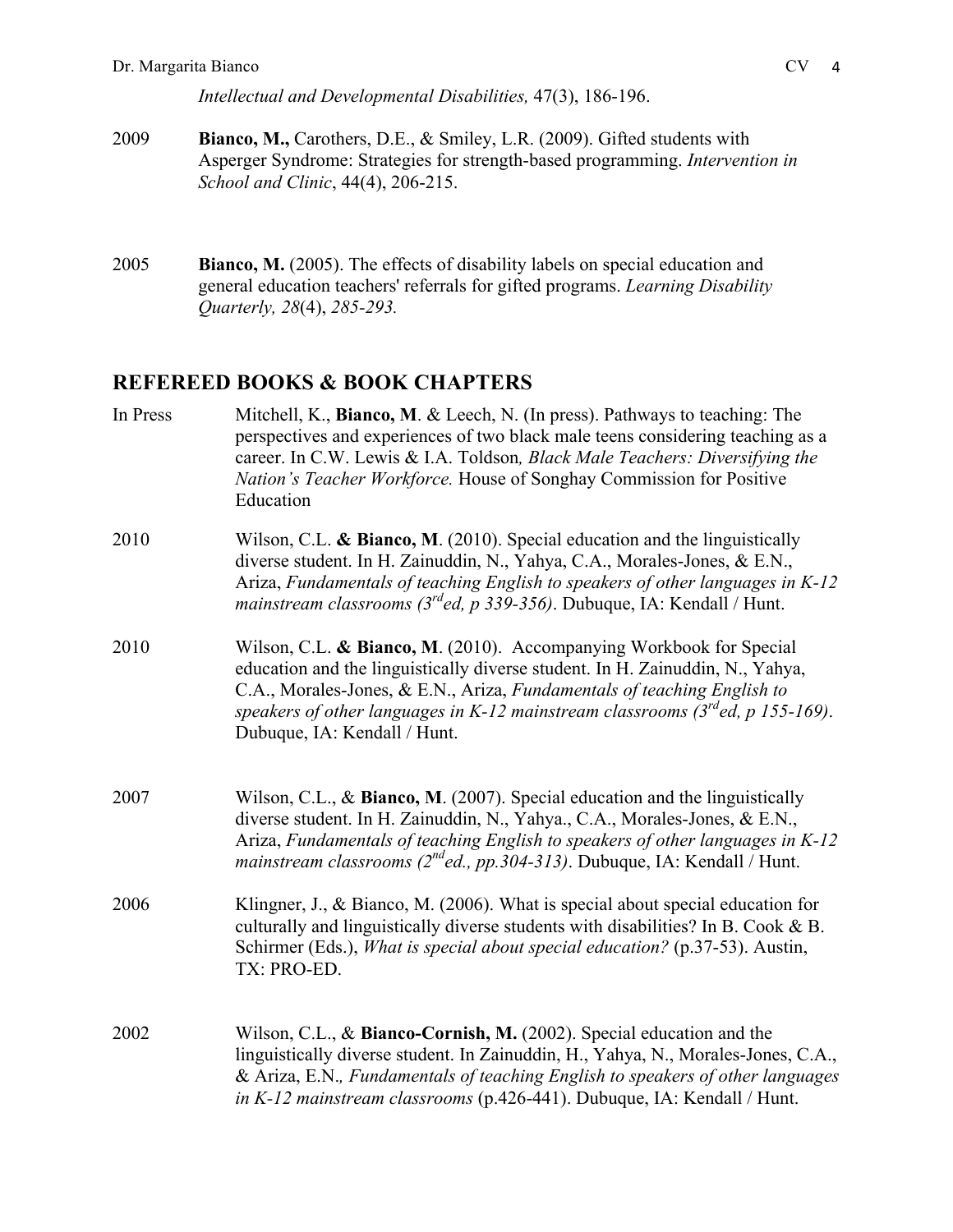*Intellectual and Developmental Disabilities,* 47(3), 186-196.

2009 **Bianco, M.,** Carothers, D.E., & Smiley, L.R. (2009). Gifted students with Asperger Syndrome: Strategies for strength-based programming. *Intervention in School and Clinic*, 44(4), 206-215.

2005 **Bianco, M.** (2005). The effects of disability labels on special education and general education teachers' referrals for gifted programs. *Learning Disability Quarterly, 28*(4), *285-293.*

## REFEREED BOOKS & BOOK CHAPTERS

In Press Mitchell, K., **Bianco, M**. & Leech, N. (In press). Pathways to teaching: The perspectives and experiences of two black male teens considering teaching as a career. In C.W. Lewis & I.A. Toldson*, Black Male Teachers: Diversifying the Nation's Teacher Workforce.* House of Songhay Commission for Positive Education

2010 Wilson, C.L. **& Bianco, M**. (2010). Special education and the linguistically diverse student. In H. Zainuddin, N., Yahya, C.A., Morales-Jones, & E.N., Ariza, *Fundamentals of teaching English to speakers of other languages in K-12 mainstream classrooms (3rd ed, p 339-356)*. Dubuque, IA: Kendall / Hunt.

2010 Wilson, C.L. **& Bianco, M**. (2010). Accompanying Workbook for Special education and the linguistically diverse student. In H. Zainuddin, N., Yahya, C.A., Morales-Jones, & E.N., Ariza, *Fundamentals of teaching English to speakers of other languages in K-12 mainstream classrooms (3rd ed, p 155-169)*. Dubuque, IA: Kendall / Hunt.

2007 Wilson, C.L., & **Bianco, M**. (2007). Special education and the linguistically diverse student. In H. Zainuddin, N., Yahya., C.A., Morales-Jones, & E.N., Ariza, *Fundamentals of teaching English to speakers of other languages in K-12 mainstream classrooms (2nd ed., pp.304-313)*. Dubuque, IA: Kendall / Hunt.

2006 Klingner, J., & Bianco, M. (2006). What is special about special education for culturally and linguistically diverse students with disabilities? In B. Cook & B. Schirmer (Eds.), *What is special about special education?* (p.37-53). Austin, TX: PRO-ED.

2002 Wilson, C.L., & **Bianco-Cornish, M.** (2002). Special education and the linguistically diverse student. In Zainuddin, H., Yahya, N., Morales-Jones, C.A., & Ariza, E.N*., Fundamentals of teaching English to speakers of other languages in K-12 mainstream classrooms* (p.426-441). Dubuque, IA: Kendall / Hunt.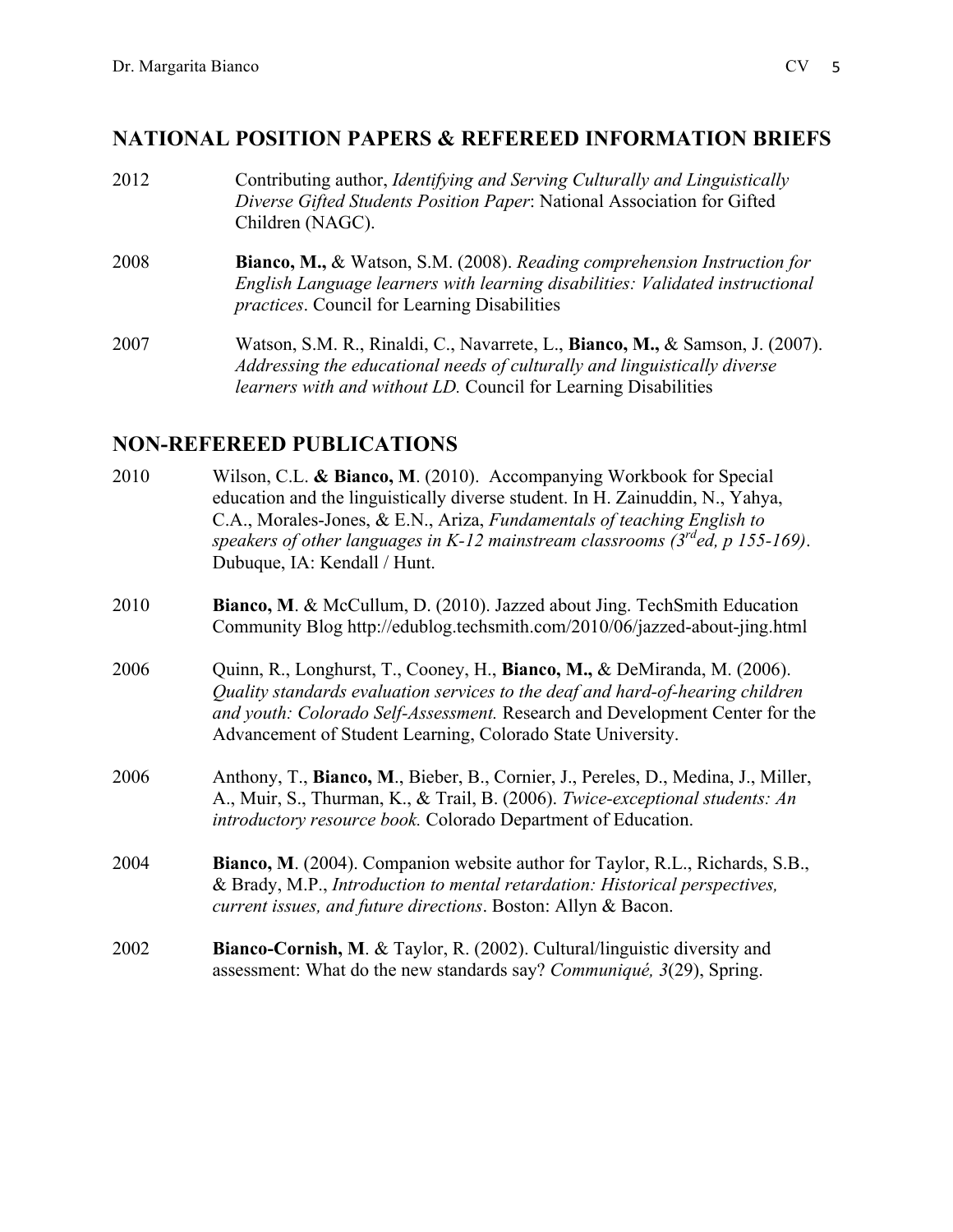## NATIONAL POSITION PAPERS & REFEREED INFORMATION BRIEFS

2012 Contributing author, *Identifying and Serving Culturally and Linguistically Diverse Gifted Students Position Paper*: National Association for Gifted Children (NAGC).

2008 **Bianco, M.,** & Watson, S.M. (2008). *Reading comprehension Instruction for English Language learners with learning disabilities: Validated instructional practices*. Council for Learning Disabilities

2007 Watson, S.M. R., Rinaldi, C., Navarrete, L., **Bianco, M.,** & Samson, J. (2007). *Addressing the educational needs of culturally and linguistically diverse learners with and without LD.* Council for Learning Disabilities

## NON-REFEREED PUBLICATIONS

2010 Wilson, C.L. **& Bianco, M**. (2010). Accompanying Workbook for Special education and the linguistically diverse student. In H. Zainuddin, N., Yahya, C.A., Morales-Jones, & E.N., Ariza, *Fundamentals of teaching English to speakers of other languages in K-12 mainstream classrooms (3rd ed, p 155-169)*. Dubuque, IA: Kendall / Hunt.

2010 **Bianco, M**. & McCullum, D. (2010). Jazzed about Jing. TechSmith Education Community Blog http://edublog.techsmith.com/2010/06/jazzed-about-jing.html

2006 Quinn, R., Longhurst, T., Cooney, H., **Bianco, M.,** & DeMiranda, M. (2006). *Quality standards evaluation services to the deaf and hard-of-hearing children and youth: Colorado Self-Assessment.* Research and Development Center for the Advancement of Student Learning, Colorado State University.

2006 Anthony, T., **Bianco, M**., Bieber, B., Cornier, J., Pereles, D., Medina, J., Miller, A., Muir, S., Thurman, K., & Trail, B. (2006). *Twice-exceptional students: An introductory resource book.* Colorado Department of Education.

2004 **Bianco, M**. (2004). Companion website author for Taylor, R.L., Richards, S.B., & Brady, M.P., *Introduction to mental retardation: Historical perspectives, current issues, and future directions*. Boston: Allyn & Bacon.

2002 **Bianco-Cornish, M**. & Taylor, R. (2002). Cultural/linguistic diversity and assessment: What do the new standards say? *Communiqué, 3*(29), Spring.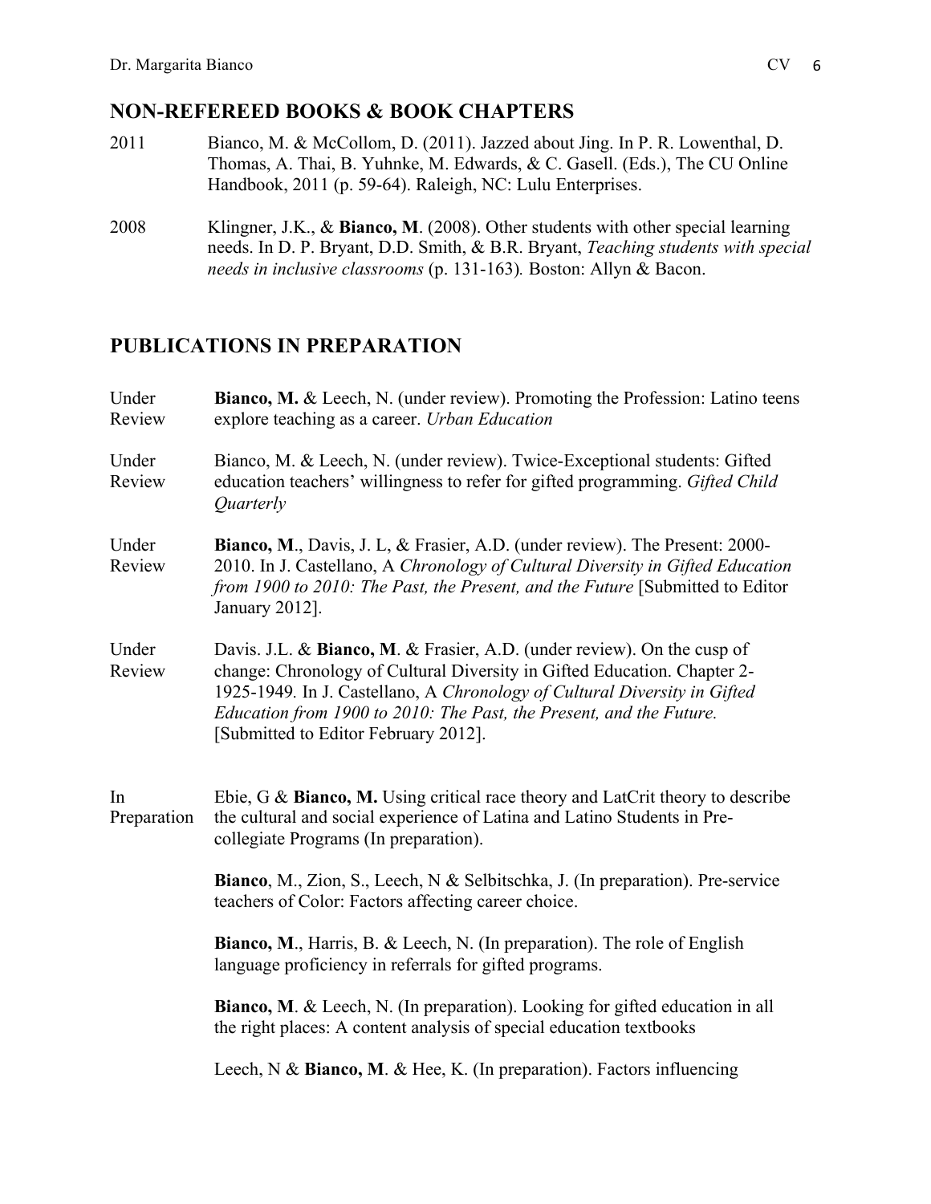## NON-REFEREED BOOKS & BOOK CHAPTERS

2011 Bianco, M. & McCollom, D. (2011). Jazzed about Jing. In P. R. Lowenthal, D. Thomas, A. Thai, B. Yuhnke, M. Edwards, & C. Gasell. (Eds.), The CU Online Handbook, 2011 (p. 59-64). Raleigh, NC: Lulu Enterprises.

2008 Klingner, J.K., & **Bianco, M**. (2008). Other students with other special learning needs. In D. P. Bryant, D.D. Smith, & B.R. Bryant, *Teaching students with special needs in inclusive classrooms* (p. 131-163)*.* Boston: Allyn & Bacon.

## PUBLICATIONS IN PREPARATION

Under Review **Bianco, M.** & Leech, N. (under review). Promoting the Profession: Latino teens explore teaching as a career. *Urban Education*

Under Review Bianco, M. & Leech, N. (under review). Twice-Exceptional students: Gifted education teachers' willingness to refer for gifted programming. *Gifted Child Quarterly*

Under Review **Bianco, M**., Davis, J. L, & Frasier, A.D. (under review). The Present: 2000-2010. In J. Castellano, A *Chronology of Cultural Diversity in Gifted Education from 1900 to 2010: The Past, the Present, and the Future* [Submitted to Editor January 2012].

Under Review Davis. J.L. & **Bianco, M**. & Frasier, A.D. (under review). On the cusp of change: Chronology of Cultural Diversity in Gifted Education. Chapter 2- 1925-1949*.* In J. Castellano, A *Chronology of Cultural Diversity in Gifted Education from 1900 to 2010: The Past, the Present, and the Future.* [Submitted to Editor February 2012].

In Preparation Ebie, G & **Bianco, M.** Using critical race theory and LatCrit theory to describe the cultural and social experience of Latina and Latino Students in Pre-collegiate Programs (In preparation).

**Bianco**, M., Zion, S., Leech, N & Selbitschka, J. (In preparation). Pre-service teachers of Color: Factors affecting career choice.

**Bianco, M**., Harris, B. & Leech, N. (In preparation). The role of English language proficiency in referrals for gifted programs.

**Bianco, M**. & Leech, N. (In preparation). Looking for gifted education in all the right places: A content analysis of special education textbooks

Leech, N & **Bianco, M**. & Hee, K. (In preparation). Factors influencing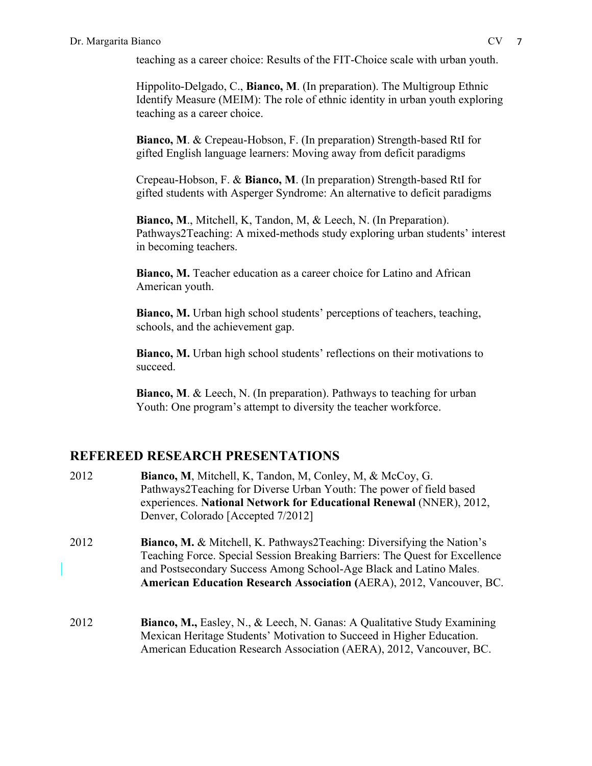teaching as a career choice: Results of the FIT-Choice scale with urban youth.

Hippolito-Delgado, C., **Bianco, M**. (In preparation). The Multigroup Ethnic Identify Measure (MEIM): The role of ethnic identity in urban youth exploring teaching as a career choice.

**Bianco, M**. & Crepeau-Hobson, F. (In preparation) Strength-based RtI for gifted English language learners: Moving away from deficit paradigms

Crepeau-Hobson, F. & **Bianco, M**. (In preparation) Strength-based RtI for gifted students with Asperger Syndrome: An alternative to deficit paradigms

**Bianco, M**., Mitchell, K, Tandon, M, & Leech, N. (In Preparation). Pathways2Teaching: A mixed-methods study exploring urban students' interest in becoming teachers.

**Bianco, M.** Teacher education as a career choice for Latino and African American youth.

**Bianco, M.** Urban high school students' perceptions of teachers, teaching, schools, and the achievement gap.

**Bianco, M.** Urban high school students' reflections on their motivations to succeed.

**Bianco, M**. & Leech, N. (In preparation). Pathways to teaching for urban Youth: One program's attempt to diversity the teacher workforce.

## REFEREED RESEARCH PRESENTATIONS

2012 **Bianco, M**, Mitchell, K, Tandon, M, Conley, M, & McCoy, G. Pathways2Teaching for Diverse Urban Youth: The power of field based experiences. **National Network for Educational Renewal** (NNER), 2012, Denver, Colorado [Accepted 7/2012]

2012 **Bianco, M.** & Mitchell, K. Pathways2Teaching: Diversifying the Nation's Teaching Force. Special Session Breaking Barriers: The Quest for Excellence and Postsecondary Success Among School-Age Black and Latino Males. **American Education Research Association (**AERA), 2012, Vancouver, BC.

2012 **Bianco, M.,** Easley, N., & Leech, N. Ganas: A Qualitative Study Examining Mexican Heritage Students' Motivation to Succeed in Higher Education. American Education Research Association (AERA), 2012, Vancouver, BC.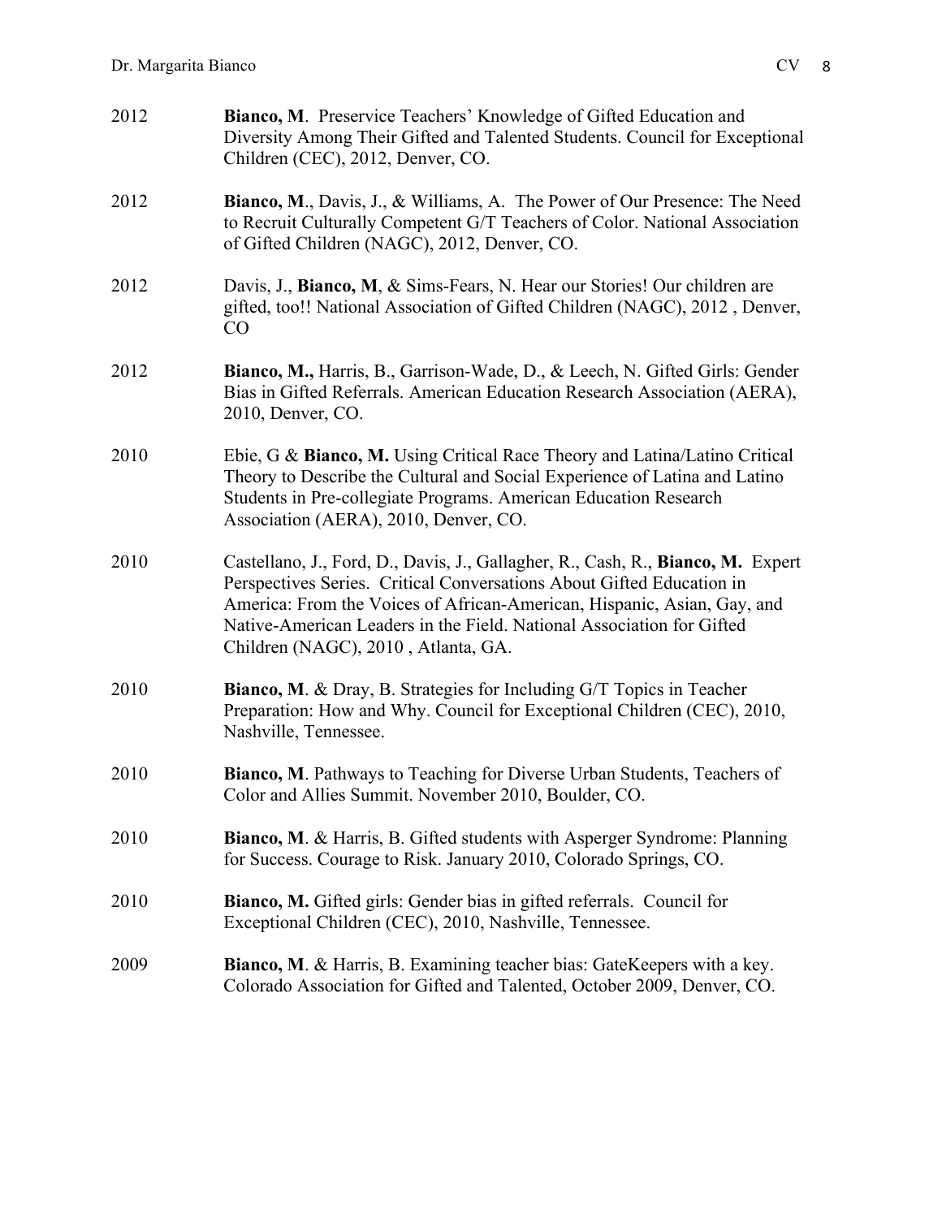2012 **Bianco, M**. Preservice Teachers' Knowledge of Gifted Education and Diversity Among Their Gifted and Talented Students. Council for Exceptional Children (CEC), 2012, Denver, CO.

2012 **Bianco, M**., Davis, J., & Williams, A. The Power of Our Presence: The Need to Recruit Culturally Competent G/T Teachers of Color. National Association of Gifted Children (NAGC), 2012, Denver, CO.

2012 Davis, J., **Bianco, M**, & Sims-Fears, N. Hear our Stories! Our children are gifted, too!! National Association of Gifted Children (NAGC), 2012 , Denver, CO

2012 **Bianco, M.,** Harris, B., Garrison-Wade, D., & Leech, N. Gifted Girls: Gender Bias in Gifted Referrals. American Education Research Association (AERA), 2010, Denver, CO.

2010 Ebie, G & **Bianco, M.** Using Critical Race Theory and Latina/Latino Critical Theory to Describe the Cultural and Social Experience of Latina and Latino Students in Pre-collegiate Programs. American Education Research Association (AERA), 2010, Denver, CO.

2010 Castellano, J., Ford, D., Davis, J., Gallagher, R., Cash, R., **Bianco, M.** Expert Perspectives Series. Critical Conversations About Gifted Education in America: From the Voices of African-American, Hispanic, Asian, Gay, and Native-American Leaders in the Field. National Association for Gifted Children (NAGC), 2010 , Atlanta, GA.

2010 **Bianco, M**. & Dray, B. Strategies for Including G/T Topics in Teacher Preparation: How and Why. Council for Exceptional Children (CEC), 2010, Nashville, Tennessee.

2010 **Bianco, M**. Pathways to Teaching for Diverse Urban Students, Teachers of Color and Allies Summit. November 2010, Boulder, CO.

2010 **Bianco, M**. & Harris, B. Gifted students with Asperger Syndrome: Planning for Success. Courage to Risk. January 2010, Colorado Springs, CO.

2010 **Bianco, M.** Gifted girls: Gender bias in gifted referrals. Council for Exceptional Children (CEC), 2010, Nashville, Tennessee.

2009 **Bianco, M**. & Harris, B. Examining teacher bias: GateKeepers with a key. Colorado Association for Gifted and Talented, October 2009, Denver, CO.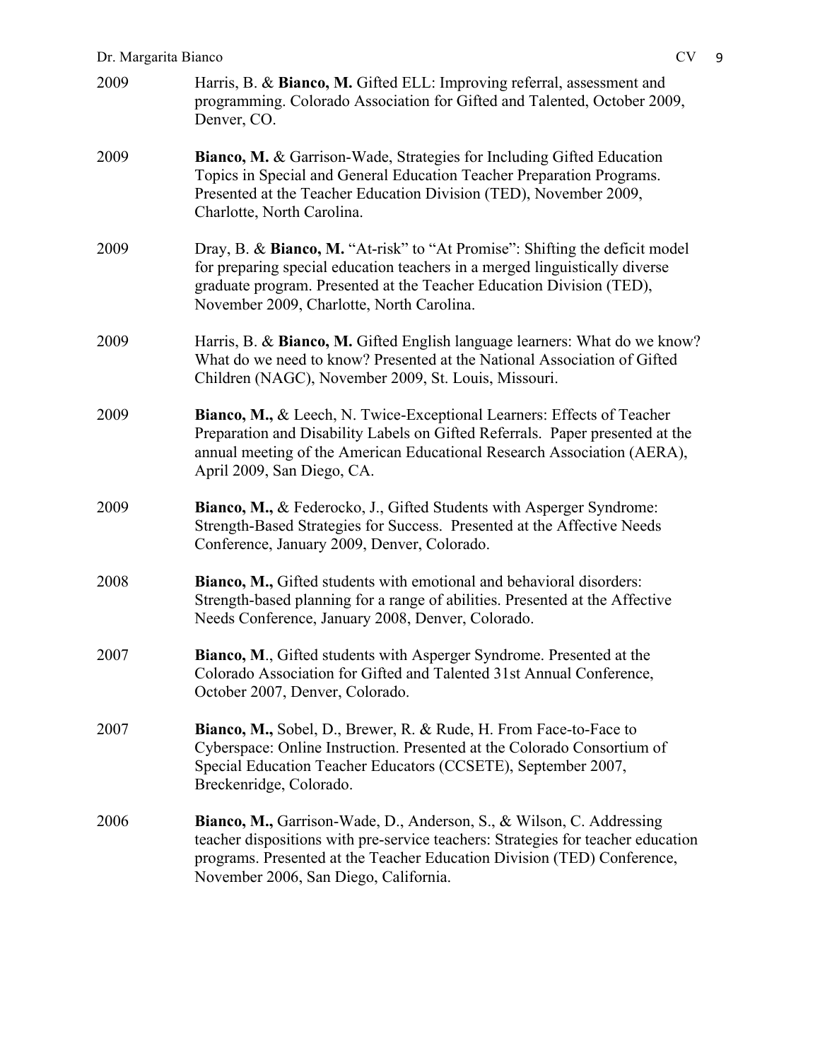2009 Harris, B. & **Bianco, M.** Gifted ELL: Improving referral, assessment and programming. Colorado Association for Gifted and Talented, October 2009, Denver, CO.

2009 **Bianco, M.** & Garrison-Wade, Strategies for Including Gifted Education Topics in Special and General Education Teacher Preparation Programs. Presented at the Teacher Education Division (TED), November 2009, Charlotte, North Carolina.

2009 Dray, B. & **Bianco, M.** "At-risk" to "At Promise": Shifting the deficit model for preparing special education teachers in a merged linguistically diverse graduate program. Presented at the Teacher Education Division (TED), November 2009, Charlotte, North Carolina.

2009 Harris, B. & **Bianco, M.** Gifted English language learners: What do we know? What do we need to know? Presented at the National Association of Gifted Children (NAGC), November 2009, St. Louis, Missouri.

2009 **Bianco, M.,** & Leech, N. Twice-Exceptional Learners: Effects of Teacher Preparation and Disability Labels on Gifted Referrals. Paper presented at the annual meeting of the American Educational Research Association (AERA), April 2009, San Diego, CA.

2009 **Bianco, M.,** & Federocko, J., Gifted Students with Asperger Syndrome: Strength-Based Strategies for Success. Presented at the Affective Needs Conference, January 2009, Denver, Colorado.

2008 **Bianco, M.,** Gifted students with emotional and behavioral disorders: Strength-based planning for a range of abilities. Presented at the Affective Needs Conference, January 2008, Denver, Colorado.

2007 **Bianco, M**., Gifted students with Asperger Syndrome. Presented at the Colorado Association for Gifted and Talented 31st Annual Conference, October 2007, Denver, Colorado.

2007 **Bianco, M.,** Sobel, D., Brewer, R. & Rude, H. From Face-to-Face to Cyberspace: Online Instruction. Presented at the Colorado Consortium of Special Education Teacher Educators (CCSETE), September 2007, Breckenridge, Colorado.

2006 **Bianco, M.,** Garrison-Wade, D., Anderson, S., & Wilson, C. Addressing teacher dispositions with pre-service teachers: Strategies for teacher education programs. Presented at the Teacher Education Division (TED) Conference, November 2006, San Diego, California.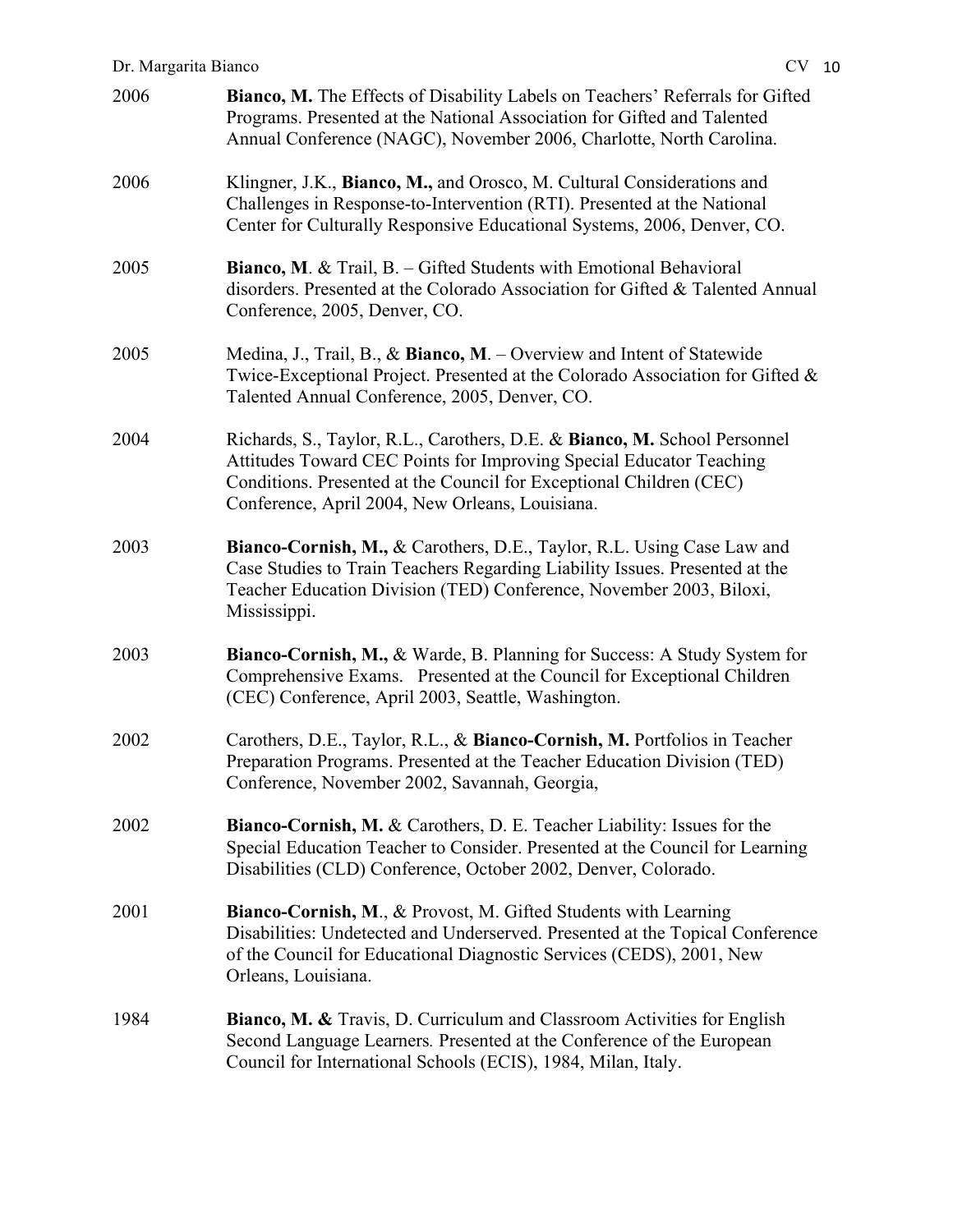2006 **Bianco, M.** The Effects of Disability Labels on Teachers' Referrals for Gifted Programs. Presented at the National Association for Gifted and Talented Annual Conference (NAGC), November 2006, Charlotte, North Carolina.

2006 Klingner, J.K., **Bianco, M.,** and Orosco, M. Cultural Considerations and Challenges in Response-to-Intervention (RTI). Presented at the National Center for Culturally Responsive Educational Systems, 2006, Denver, CO.

2005 **Bianco, M**. & Trail, B. – Gifted Students with Emotional Behavioral disorders. Presented at the Colorado Association for Gifted & Talented Annual Conference, 2005, Denver, CO.

2005 Medina, J., Trail, B., & **Bianco, M**. – Overview and Intent of Statewide Twice-Exceptional Project. Presented at the Colorado Association for Gifted & Talented Annual Conference, 2005, Denver, CO.

2004 Richards, S., Taylor, R.L., Carothers, D.E. & **Bianco, M.** School Personnel Attitudes Toward CEC Points for Improving Special Educator Teaching Conditions. Presented at the Council for Exceptional Children (CEC) Conference, April 2004, New Orleans, Louisiana.

2003 **Bianco-Cornish, M.,** & Carothers, D.E., Taylor, R.L. Using Case Law and Case Studies to Train Teachers Regarding Liability Issues. Presented at the Teacher Education Division (TED) Conference, November 2003, Biloxi, Mississippi.

2003 **Bianco-Cornish, M.,** & Warde, B. Planning for Success: A Study System for Comprehensive Exams. Presented at the Council for Exceptional Children (CEC) Conference, April 2003, Seattle, Washington.

2002 Carothers, D.E., Taylor, R.L., & **Bianco-Cornish, M.** Portfolios in Teacher Preparation Programs. Presented at the Teacher Education Division (TED) Conference, November 2002, Savannah, Georgia,

2002 **Bianco-Cornish, M.** & Carothers, D. E. Teacher Liability: Issues for the Special Education Teacher to Consider. Presented at the Council for Learning Disabilities (CLD) Conference, October 2002, Denver, Colorado.

2001 **Bianco-Cornish, M**., & Provost, M. Gifted Students with Learning Disabilities: Undetected and Underserved. Presented at the Topical Conference of the Council for Educational Diagnostic Services (CEDS), 2001, New Orleans, Louisiana.

1984 **Bianco, M. &** Travis, D. Curriculum and Classroom Activities for English Second Language Learners*.* Presented at the Conference of the European Council for International Schools (ECIS), 1984, Milan, Italy.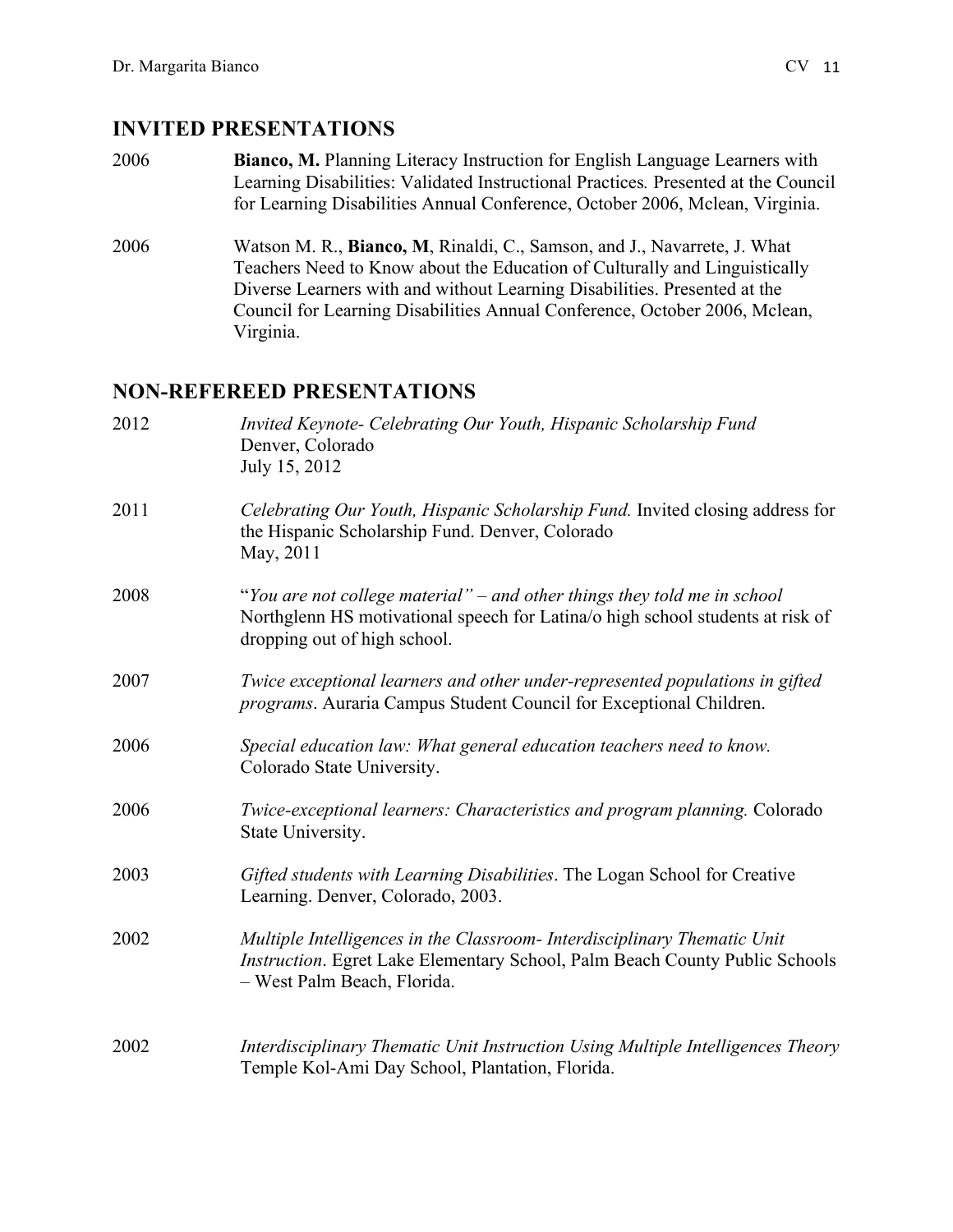## INVITED PRESENTATIONS

2006 **Bianco, M.** Planning Literacy Instruction for English Language Learners with Learning Disabilities: Validated Instructional Practices*.* Presented at the Council for Learning Disabilities Annual Conference, October 2006, Mclean, Virginia.

2006 Watson M. R., **Bianco, M**, Rinaldi, C., Samson, and J., Navarrete, J. What Teachers Need to Know about the Education of Culturally and Linguistically Diverse Learners with and without Learning Disabilities. Presented at the Council for Learning Disabilities Annual Conference, October 2006, Mclean, Virginia.

## NON-REFEREED PRESENTATIONS

2012 *Invited Keynote- Celebrating Our Youth, Hispanic Scholarship Fund*
Denver, Colorado
July 15, 2012

2011 *Celebrating Our Youth, Hispanic Scholarship Fund.* Invited closing address for the Hispanic Scholarship Fund. Denver, Colorado
May, 2011

2008 "*You are not college material" – and other things they told me in school*
Northglenn HS motivational speech for Latina/o high school students at risk of dropping out of high school.

2007 *Twice exceptional learners and other under-represented populations in gifted programs*. Auraria Campus Student Council for Exceptional Children.

2006 *Special education law: What general education teachers need to know.* Colorado State University.

2006 *Twice-exceptional learners: Characteristics and program planning.* Colorado State University.

2003 *Gifted students with Learning Disabilities*. The Logan School for Creative Learning. Denver, Colorado, 2003.

2002 *Multiple Intelligences in the Classroom- Interdisciplinary Thematic Unit Instruction*. Egret Lake Elementary School, Palm Beach County Public Schools – West Palm Beach, Florida.

2002 *Interdisciplinary Thematic Unit Instruction Using Multiple Intelligences Theory*
Temple Kol-Ami Day School, Plantation, Florida.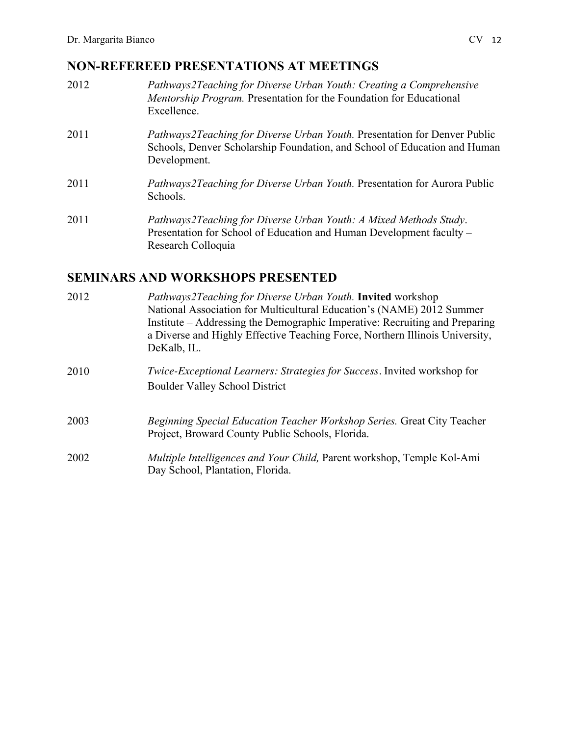## NON-REFEREED PRESENTATIONS AT MEETINGS

2012 *Pathways2Teaching for Diverse Urban Youth: Creating a Comprehensive Mentorship Program.* Presentation for the Foundation for Educational Excellence.

2011 *Pathways2Teaching for Diverse Urban Youth.* Presentation for Denver Public Schools, Denver Scholarship Foundation, and School of Education and Human Development.

2011 *Pathways2Teaching for Diverse Urban Youth.* Presentation for Aurora Public Schools.

2011 *Pathways2Teaching for Diverse Urban Youth: A Mixed Methods Study*. Presentation for School of Education and Human Development faculty – Research Colloquia

## SEMINARS AND WORKSHOPS PRESENTED

2012 *Pathways2Teaching for Diverse Urban Youth.* **Invited** workshop National Association for Multicultural Education's (NAME) 2012 Summer Institute – Addressing the Demographic Imperative: Recruiting and Preparing a Diverse and Highly Effective Teaching Force, Northern Illinois University, DeKalb, IL.

2010 *Twice-Exceptional Learners: Strategies for Success*. Invited workshop for Boulder Valley School District

2003 *Beginning Special Education Teacher Workshop Series.* Great City Teacher Project, Broward County Public Schools, Florida.

2002 *Multiple Intelligences and Your Child,* Parent workshop, Temple Kol-Ami Day School, Plantation, Florida.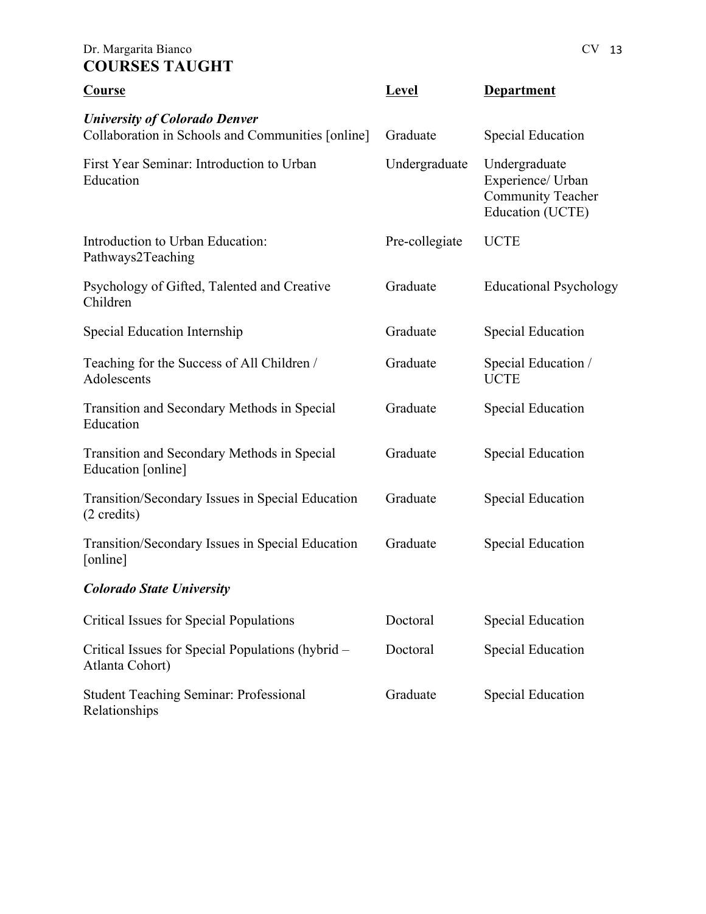## COURSES TAUGHT

| Course | Level | Department |
| --- | --- | --- |
| ***University of Colorado Denver*** | | |
| Collaboration in Schools and Communities [online] | Graduate | Special Education |
| First Year Seminar: Introduction to Urban Education | Undergraduate | Undergraduate Experience/ Urban Community Teacher Education (UCTE) |
| Introduction to Urban Education: Pathways2Teaching | Pre-collegiate | UCTE |
| Psychology of Gifted, Talented and Creative Children | Graduate | Educational Psychology |
| Special Education Internship | Graduate | Special Education |
| Teaching for the Success of All Children / Adolescents | Graduate | Special Education / UCTE |
| Transition and Secondary Methods in Special Education | Graduate | Special Education |
| Transition and Secondary Methods in Special Education [online] | Graduate | Special Education |
| Transition/Secondary Issues in Special Education (2 credits) | Graduate | Special Education |
| Transition/Secondary Issues in Special Education [online] | Graduate | Special Education |
| ***Colorado State University*** | | |
| Critical Issues for Special Populations | Doctoral | Special Education |
| Critical Issues for Special Populations (hybrid – Atlanta Cohort) | Doctoral | Special Education |
| Student Teaching Seminar: Professional Relationships | Graduate | Special Education |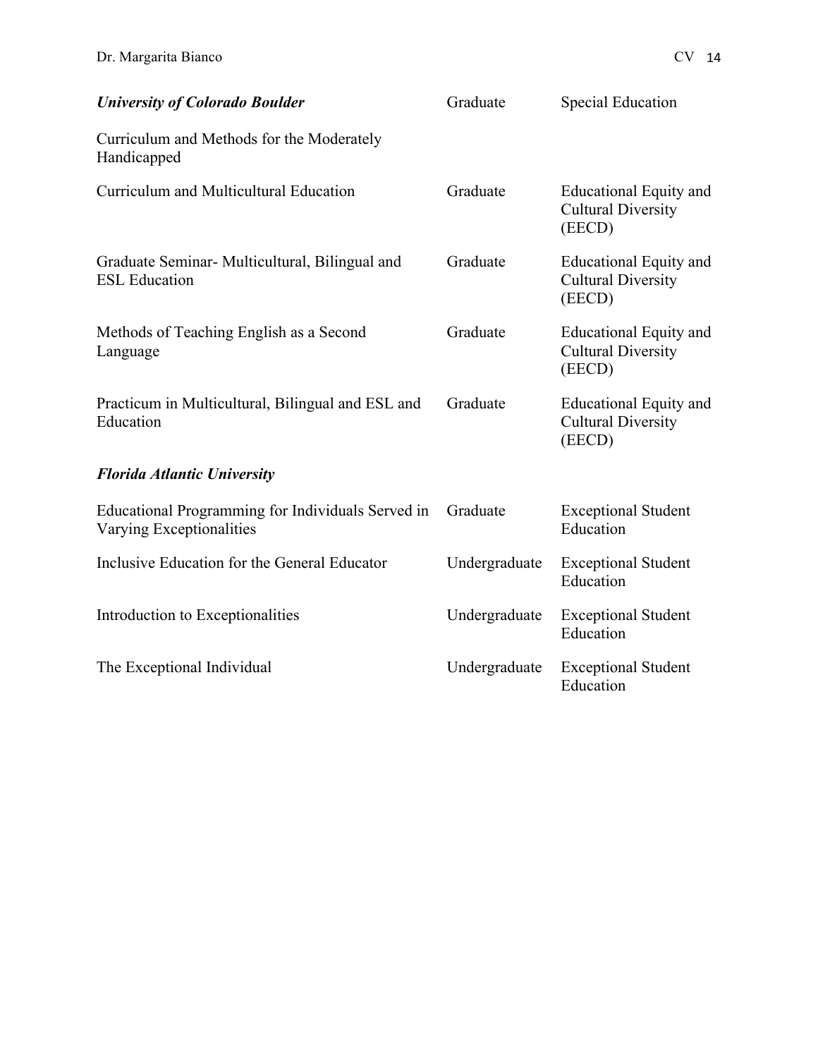| | | |
|---|---|---|
| ***University of Colorado Boulder*** | Graduate | Special Education |
| Curriculum and Methods for the Moderately Handicapped | | |
| Curriculum and Multicultural Education | Graduate | Educational Equity and Cultural Diversity (EECD) |
| Graduate Seminar- Multicultural, Bilingual and ESL Education | Graduate | Educational Equity and Cultural Diversity (EECD) |
| Methods of Teaching English as a Second Language | Graduate | Educational Equity and Cultural Diversity (EECD) |
| Practicum in Multicultural, Bilingual and ESL and Education | Graduate | Educational Equity and Cultural Diversity (EECD) |
| ***Florida Atlantic University*** | | |
| Educational Programming for Individuals Served in Varying Exceptionalities | Graduate | Exceptional Student Education |
| Inclusive Education for the General Educator | Undergraduate | Exceptional Student Education |
| Introduction to Exceptionalities | Undergraduate | Exceptional Student Education |
| The Exceptional Individual | Undergraduate | Exceptional Student Education |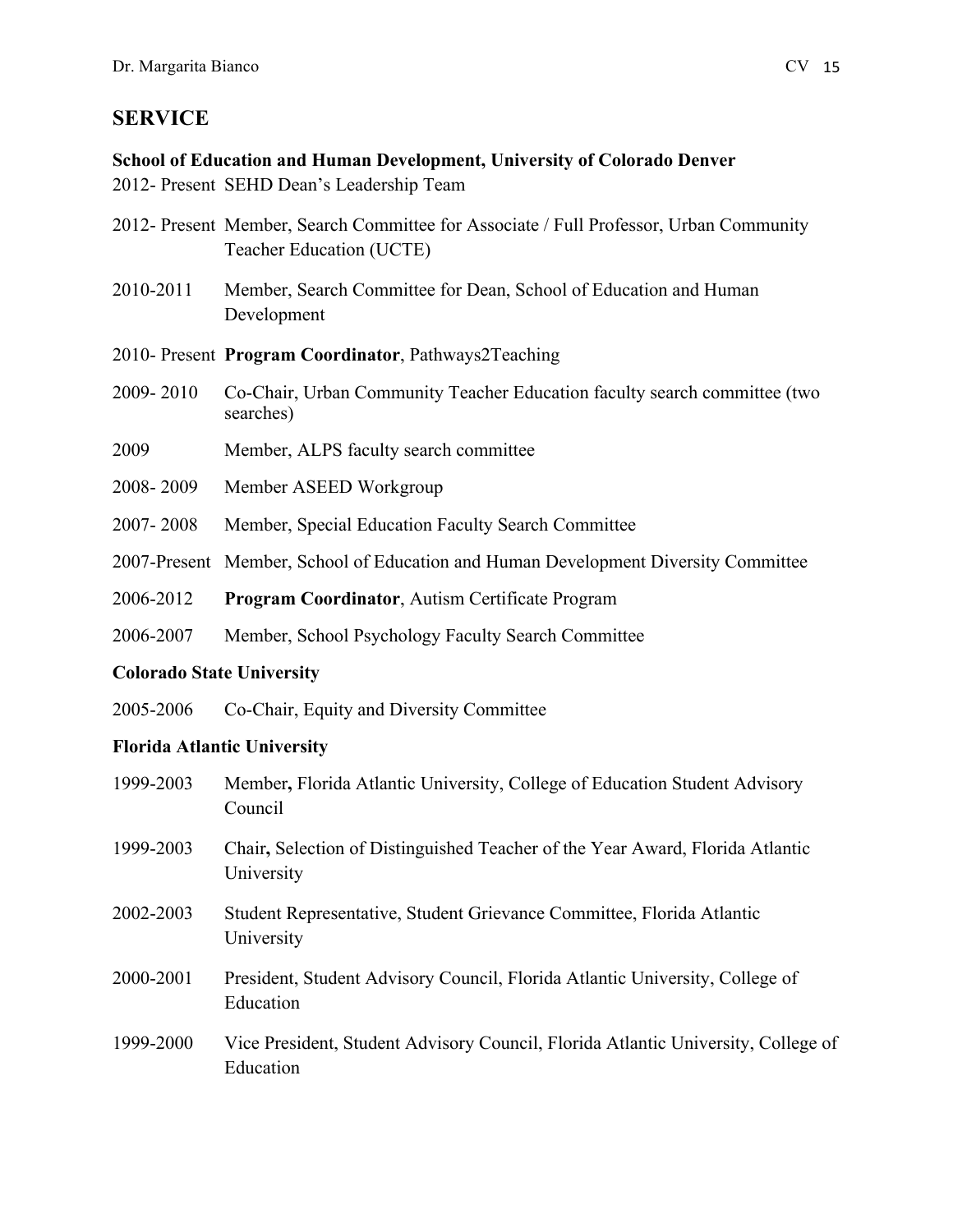## SERVICE

**School of Education and Human Development, University of Colorado Denver**

2012- Present SEHD Dean's Leadership Team

2012- Present Member, Search Committee for Associate / Full Professor, Urban Community Teacher Education (UCTE)

2010-2011 Member, Search Committee for Dean, School of Education and Human Development

2010- Present **Program Coordinator**, Pathways2Teaching

2009- 2010 Co-Chair, Urban Community Teacher Education faculty search committee (two searches)

2009 Member, ALPS faculty search committee

2008- 2009 Member ASEED Workgroup

2007- 2008 Member, Special Education Faculty Search Committee

2007-Present Member, School of Education and Human Development Diversity Committee

2006-2012 **Program Coordinator**, Autism Certificate Program

2006-2007 Member, School Psychology Faculty Search Committee

**Colorado State University**

2005-2006 Co-Chair, Equity and Diversity Committee

**Florida Atlantic University**

1999-2003 Member**,** Florida Atlantic University, College of Education Student Advisory Council

1999-2003 Chair**,** Selection of Distinguished Teacher of the Year Award, Florida Atlantic University

2002-2003 Student Representative, Student Grievance Committee, Florida Atlantic University

2000-2001 President, Student Advisory Council, Florida Atlantic University, College of Education

1999-2000 Vice President, Student Advisory Council, Florida Atlantic University, College of Education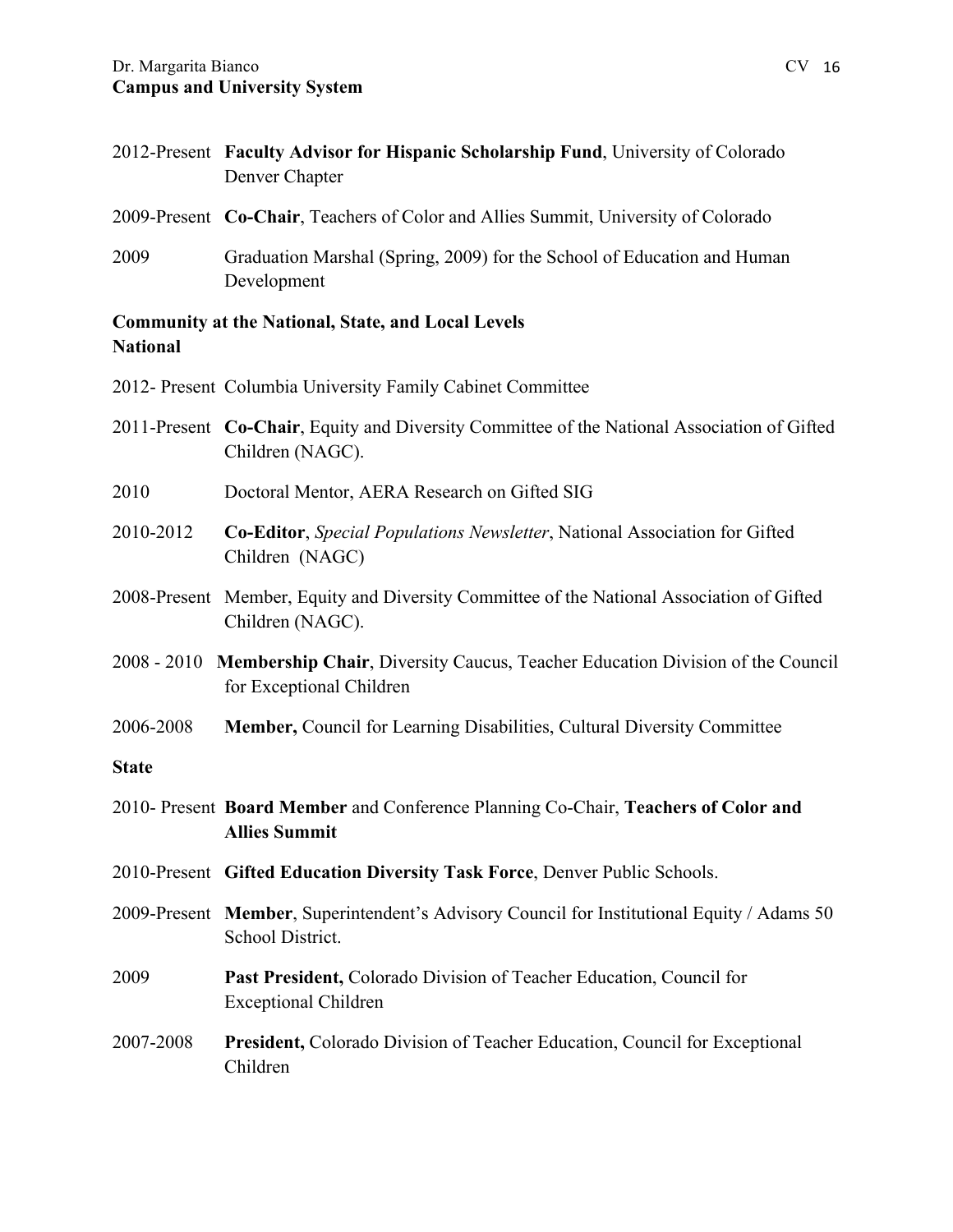**Campus and University System**

2012-Present **Faculty Advisor for Hispanic Scholarship Fund**, University of Colorado Denver Chapter

2009-Present **Co-Chair**, Teachers of Color and Allies Summit, University of Colorado

2009 Graduation Marshal (Spring, 2009) for the School of Education and Human Development

**Community at the National, State, and Local Levels**

**National**

2012- Present Columbia University Family Cabinet Committee

2011-Present **Co-Chair**, Equity and Diversity Committee of the National Association of Gifted Children (NAGC).

2010 Doctoral Mentor, AERA Research on Gifted SIG

2010-2012 **Co-Editor**, *Special Populations Newsletter*, National Association for Gifted Children (NAGC)

2008-Present Member, Equity and Diversity Committee of the National Association of Gifted Children (NAGC).

2008 - 2010 **Membership Chair**, Diversity Caucus, Teacher Education Division of the Council for Exceptional Children

2006-2008 **Member,** Council for Learning Disabilities, Cultural Diversity Committee

**State**

2010- Present **Board Member** and Conference Planning Co-Chair, **Teachers of Color and Allies Summit**

2010-Present **Gifted Education Diversity Task Force**, Denver Public Schools.

2009-Present **Member**, Superintendent's Advisory Council for Institutional Equity / Adams 50 School District.

2009 **Past President,** Colorado Division of Teacher Education, Council for Exceptional Children

2007-2008 **President,** Colorado Division of Teacher Education, Council for Exceptional Children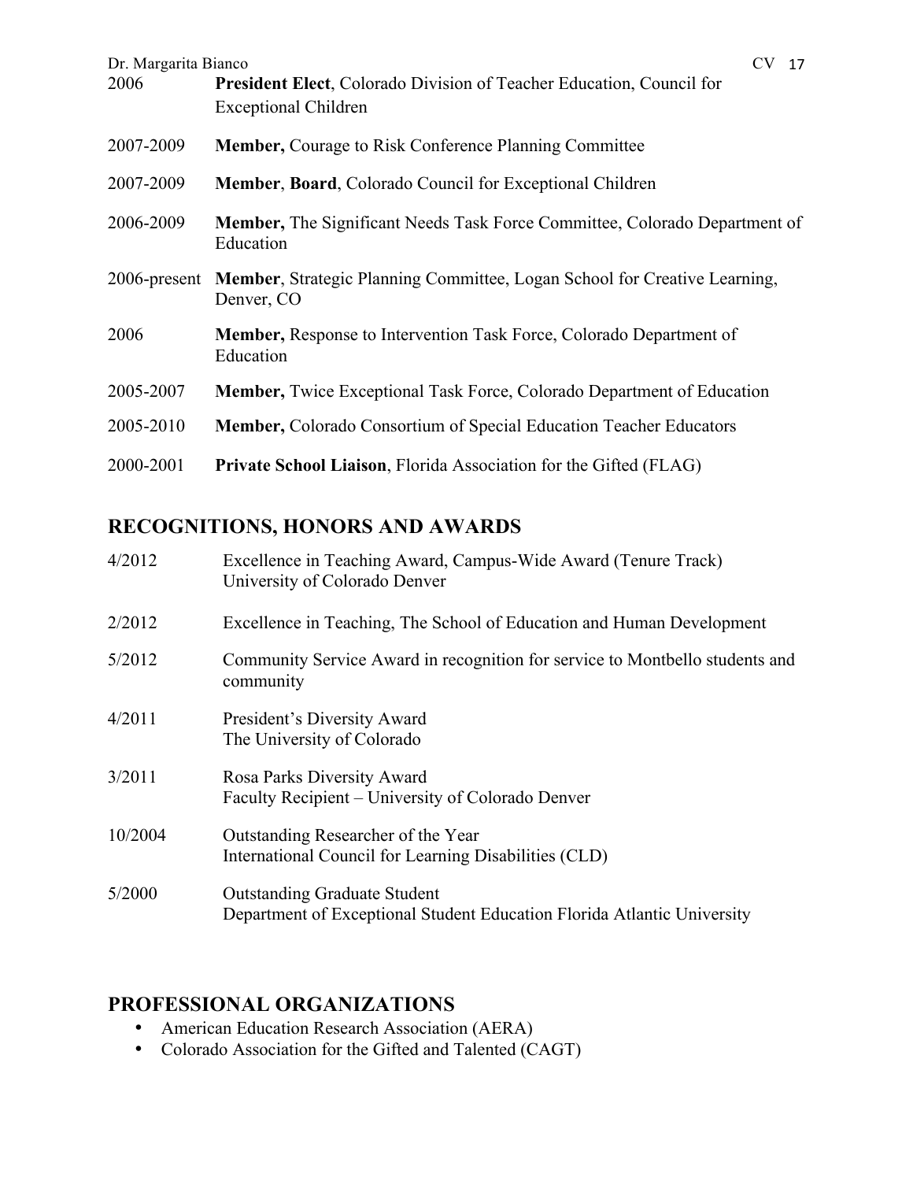2006 **President Elect**, Colorado Division of Teacher Education, Council for Exceptional Children

2007-2009 **Member,** Courage to Risk Conference Planning Committee

2007-2009 **Member**, **Board**, Colorado Council for Exceptional Children

2006-2009 **Member,** The Significant Needs Task Force Committee, Colorado Department of Education

2006-present **Member**, Strategic Planning Committee, Logan School for Creative Learning, Denver, CO

2006 **Member,** Response to Intervention Task Force, Colorado Department of Education

2005-2007 **Member,** Twice Exceptional Task Force, Colorado Department of Education

2005-2010 **Member,** Colorado Consortium of Special Education Teacher Educators

2000-2001 **Private School Liaison**, Florida Association for the Gifted (FLAG)

## RECOGNITIONS, HONORS AND AWARDS

4/2012 Excellence in Teaching Award, Campus-Wide Award (Tenure Track)
University of Colorado Denver

2/2012 Excellence in Teaching, The School of Education and Human Development

5/2012 Community Service Award in recognition for service to Montbello students and community

4/2011 President's Diversity Award
The University of Colorado

3/2011 Rosa Parks Diversity Award
Faculty Recipient – University of Colorado Denver

10/2004 Outstanding Researcher of the Year
International Council for Learning Disabilities (CLD)

5/2000 Outstanding Graduate Student
Department of Exceptional Student Education Florida Atlantic University

## PROFESSIONAL ORGANIZATIONS

- American Education Research Association (AERA)
- Colorado Association for the Gifted and Talented (CAGT)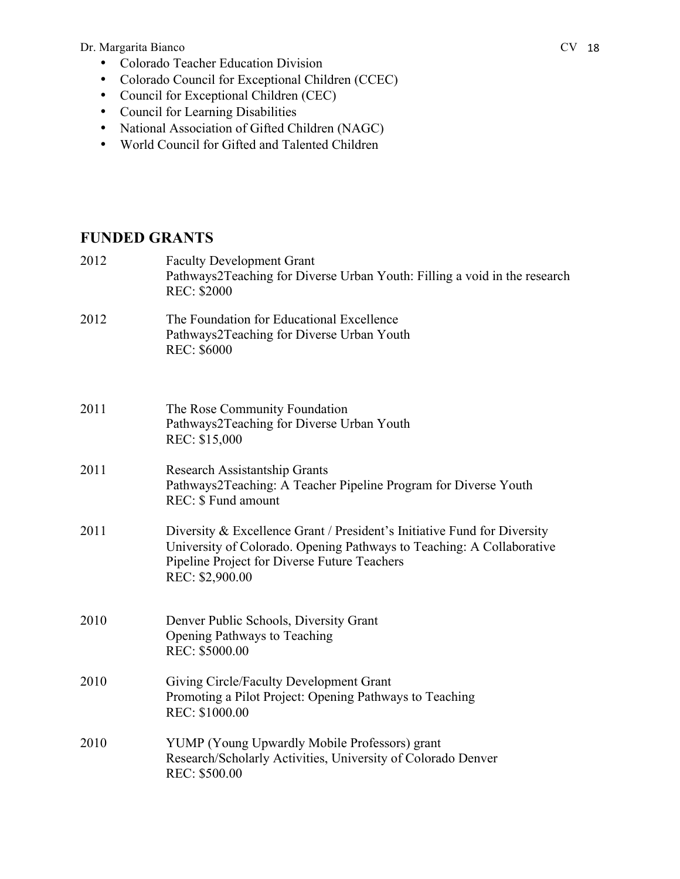- Colorado Teacher Education Division
- Colorado Council for Exceptional Children (CCEC)
- Council for Exceptional Children (CEC)
- Council for Learning Disabilities
- National Association of Gifted Children (NAGC)
- World Council for Gifted and Talented Children

## FUNDED GRANTS

2012 Faculty Development Grant
Pathways2Teaching for Diverse Urban Youth: Filling a void in the research
REC: $2000

2012 The Foundation for Educational Excellence
Pathways2Teaching for Diverse Urban Youth
REC: $6000

2011 The Rose Community Foundation
Pathways2Teaching for Diverse Urban Youth
REC: $15,000

2011 Research Assistantship Grants
Pathways2Teaching: A Teacher Pipeline Program for Diverse Youth
REC: $ Fund amount

2011 Diversity & Excellence Grant / President's Initiative Fund for Diversity
University of Colorado. Opening Pathways to Teaching: A Collaborative Pipeline Project for Diverse Future Teachers
REC: $2,900.00

2010 Denver Public Schools, Diversity Grant
Opening Pathways to Teaching
REC: $5000.00

2010 Giving Circle/Faculty Development Grant
Promoting a Pilot Project: Opening Pathways to Teaching
REC: $1000.00

2010 YUMP (Young Upwardly Mobile Professors) grant
Research/Scholarly Activities, University of Colorado Denver
REC: $500.00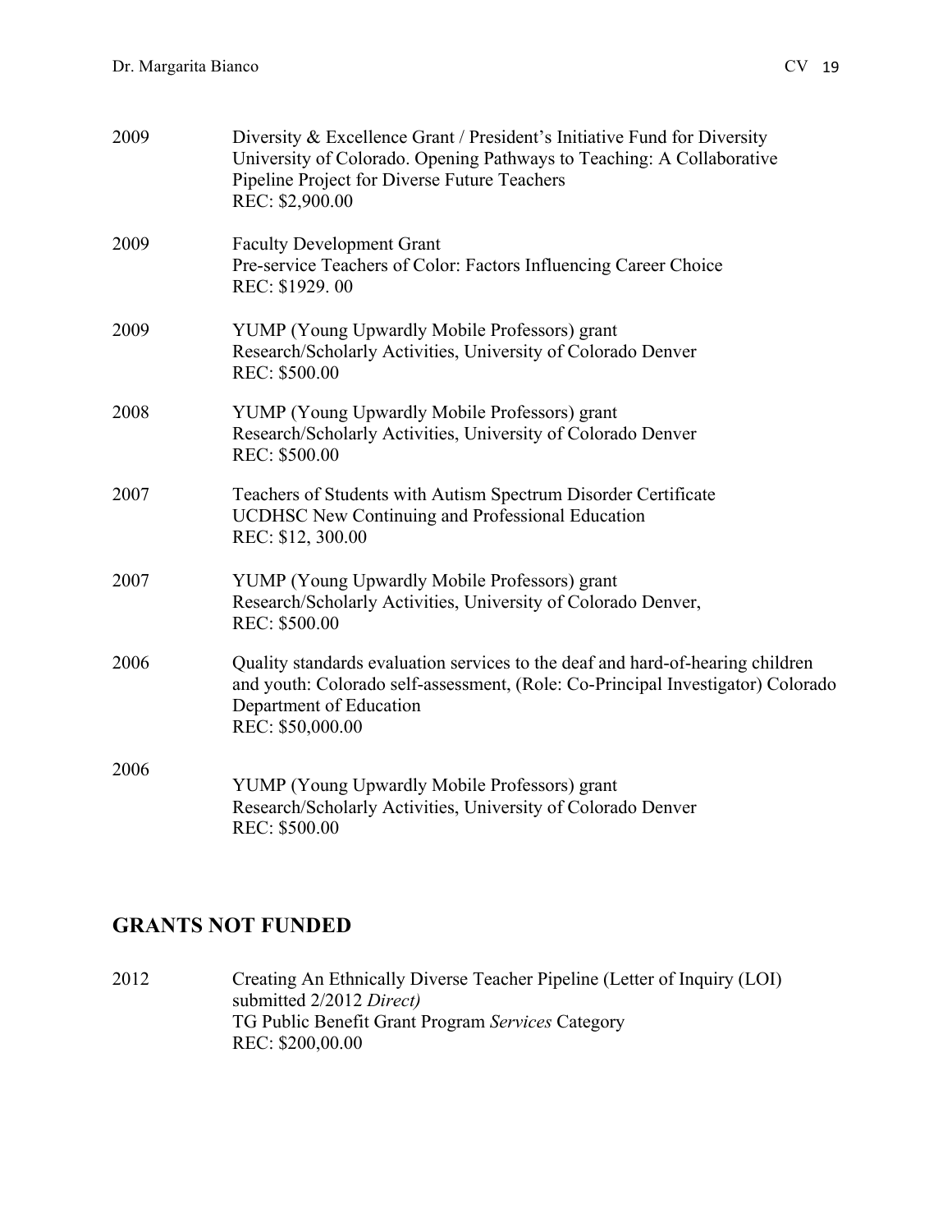2009 Diversity & Excellence Grant / President's Initiative Fund for Diversity University of Colorado. Opening Pathways to Teaching: A Collaborative Pipeline Project for Diverse Future Teachers
REC: $2,900.00

2009 Faculty Development Grant
Pre-service Teachers of Color: Factors Influencing Career Choice
REC: $1929. 00

2009 YUMP (Young Upwardly Mobile Professors) grant
Research/Scholarly Activities, University of Colorado Denver
REC: $500.00

2008 YUMP (Young Upwardly Mobile Professors) grant
Research/Scholarly Activities, University of Colorado Denver
REC: $500.00

2007 Teachers of Students with Autism Spectrum Disorder Certificate
UCDHSC New Continuing and Professional Education
REC: $12, 300.00

2007 YUMP (Young Upwardly Mobile Professors) grant
Research/Scholarly Activities, University of Colorado Denver,
REC: $500.00

2006 Quality standards evaluation services to the deaf and hard-of-hearing children and youth: Colorado self-assessment, (Role: Co-Principal Investigator) Colorado Department of Education
REC: $50,000.00

2006 YUMP (Young Upwardly Mobile Professors) grant
Research/Scholarly Activities, University of Colorado Denver
REC: $500.00

## GRANTS NOT FUNDED

2012 Creating An Ethnically Diverse Teacher Pipeline (Letter of Inquiry (LOI) submitted 2/2012 *Direct)*
TG Public Benefit Grant Program *Services* Category
REC: $200,00.00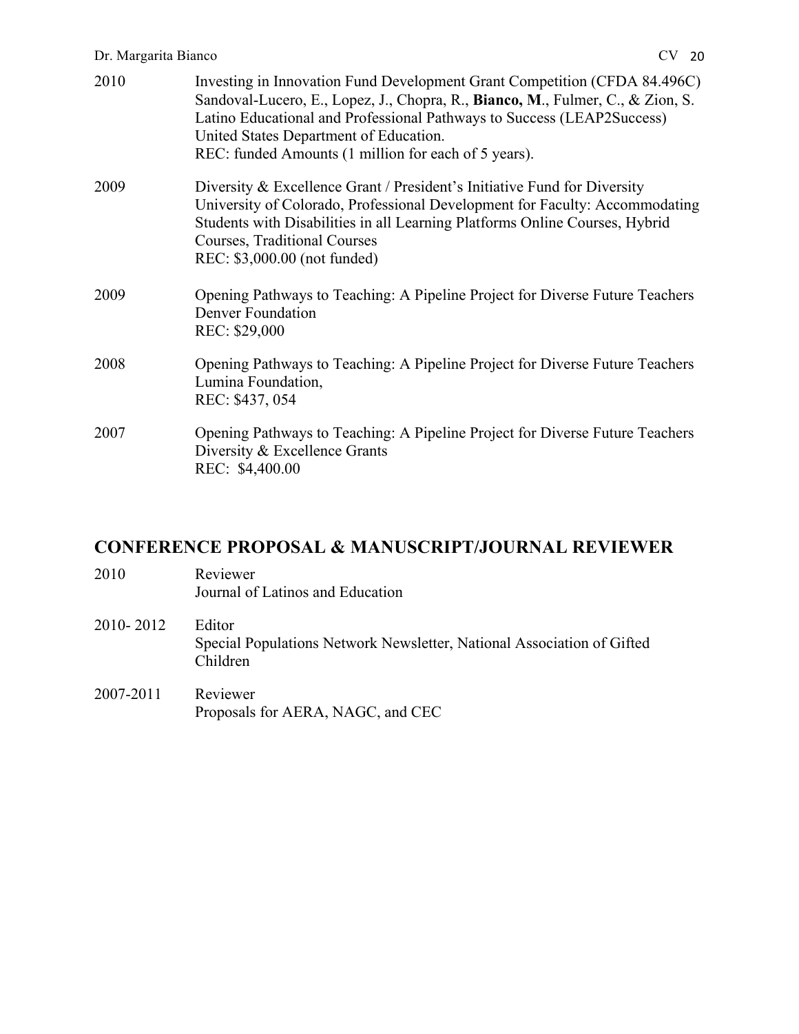2010 Investing in Innovation Fund Development Grant Competition (CFDA 84.496C)
Sandoval-Lucero, E., Lopez, J., Chopra, R., **Bianco, M**., Fulmer, C., & Zion, S.
Latino Educational and Professional Pathways to Success (LEAP2Success)
United States Department of Education.
REC: funded Amounts (1 million for each of 5 years).

2009 Diversity & Excellence Grant / President's Initiative Fund for Diversity
University of Colorado, Professional Development for Faculty: Accommodating Students with Disabilities in all Learning Platforms Online Courses, Hybrid Courses, Traditional Courses
REC: $3,000.00 (not funded)

2009 Opening Pathways to Teaching: A Pipeline Project for Diverse Future Teachers
Denver Foundation
REC: $29,000

2008 Opening Pathways to Teaching: A Pipeline Project for Diverse Future Teachers
Lumina Foundation,
REC: $437, 054

2007 Opening Pathways to Teaching: A Pipeline Project for Diverse Future Teachers
Diversity & Excellence Grants
REC: $4,400.00

## CONFERENCE PROPOSAL & MANUSCRIPT/JOURNAL REVIEWER

2010 Reviewer
Journal of Latinos and Education

2010- 2012 Editor
Special Populations Network Newsletter, National Association of Gifted Children

2007-2011 Reviewer
Proposals for AERA, NAGC, and CEC